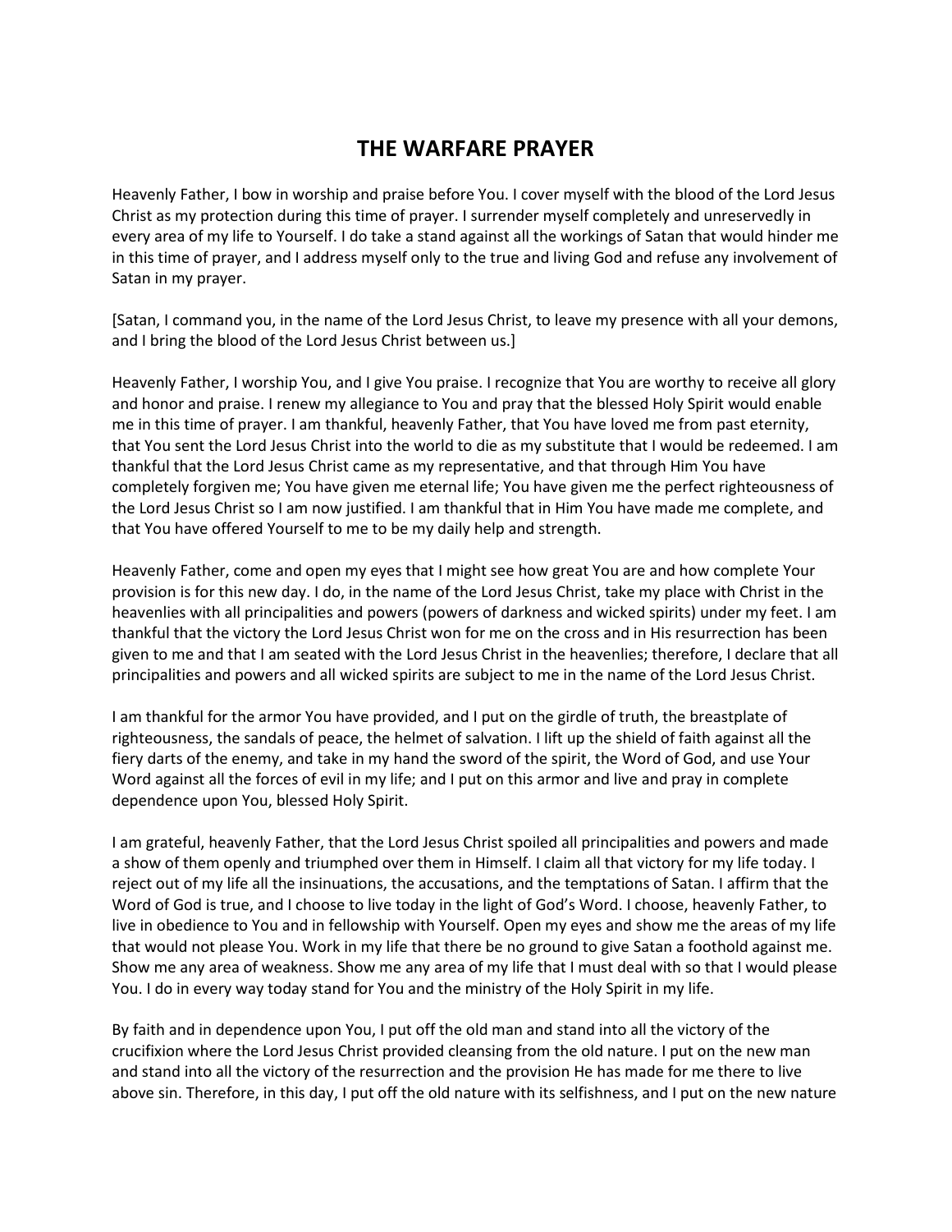# THE WARFARE PRAYER

Heavenly Father, I bow in worship and praise before You. I cover myself with the blood of the Lord Jesus Christ as my protection during this time of prayer. I surrender myself completely and unreservedly in every area of my life to Yourself. I do take a stand against all the workings of Satan that would hinder me in this time of prayer, and I address myself only to the true and living God and refuse any involvement of Satan in my prayer.

[Satan, I command you, in the name of the Lord Jesus Christ, to leave my presence with all your demons, and I bring the blood of the Lord Jesus Christ between us.]

Heavenly Father, I worship You, and I give You praise. I recognize that You are worthy to receive all glory and honor and praise. I renew my allegiance to You and pray that the blessed Holy Spirit would enable me in this time of prayer. I am thankful, heavenly Father, that You have loved me from past eternity, that You sent the Lord Jesus Christ into the world to die as my substitute that I would be redeemed. I am thankful that the Lord Jesus Christ came as my representative, and that through Him You have completely forgiven me; You have given me eternal life; You have given me the perfect righteousness of the Lord Jesus Christ so I am now justified. I am thankful that in Him You have made me complete, and that You have offered Yourself to me to be my daily help and strength.

Heavenly Father, come and open my eyes that I might see how great You are and how complete Your provision is for this new day. I do, in the name of the Lord Jesus Christ, take my place with Christ in the heavenlies with all principalities and powers (powers of darkness and wicked spirits) under my feet. I am thankful that the victory the Lord Jesus Christ won for me on the cross and in His resurrection has been given to me and that I am seated with the Lord Jesus Christ in the heavenlies; therefore, I declare that all principalities and powers and all wicked spirits are subject to me in the name of the Lord Jesus Christ.

I am thankful for the armor You have provided, and I put on the girdle of truth, the breastplate of righteousness, the sandals of peace, the helmet of salvation. I lift up the shield of faith against all the fiery darts of the enemy, and take in my hand the sword of the spirit, the Word of God, and use Your Word against all the forces of evil in my life; and I put on this armor and live and pray in complete dependence upon You, blessed Holy Spirit.

I am grateful, heavenly Father, that the Lord Jesus Christ spoiled all principalities and powers and made a show of them openly and triumphed over them in Himself. I claim all that victory for my life today. I reject out of my life all the insinuations, the accusations, and the temptations of Satan. I affirm that the Word of God is true, and I choose to live today in the light of God's Word. I choose, heavenly Father, to live in obedience to You and in fellowship with Yourself. Open my eyes and show me the areas of my life that would not please You. Work in my life that there be no ground to give Satan a foothold against me. Show me any area of weakness. Show me any area of my life that I must deal with so that I would please You. I do in every way today stand for You and the ministry of the Holy Spirit in my life.

By faith and in dependence upon You, I put off the old man and stand into all the victory of the crucifixion where the Lord Jesus Christ provided cleansing from the old nature. I put on the new man and stand into all the victory of the resurrection and the provision He has made for me there to live above sin. Therefore, in this day, I put off the old nature with its selfishness, and I put on the new nature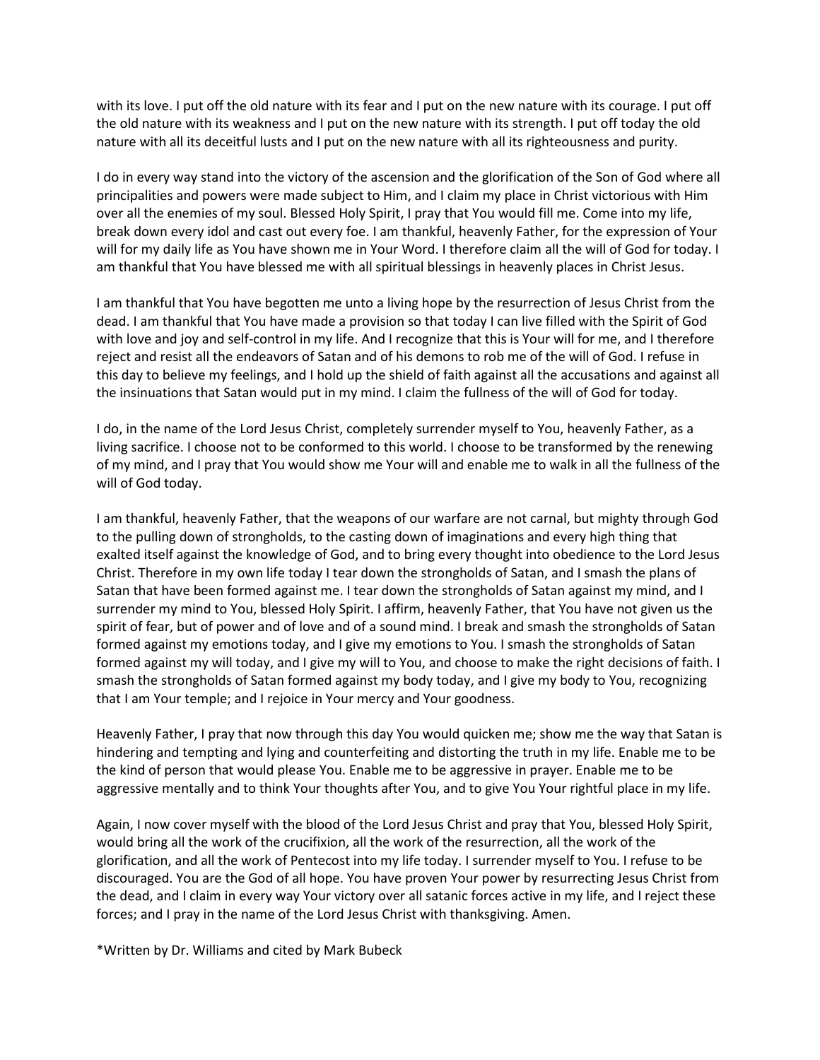with its love. I put off the old nature with its fear and I put on the new nature with its courage. I put off the old nature with its weakness and I put on the new nature with its strength. I put off today the old nature with all its deceitful lusts and I put on the new nature with all its righteousness and purity.

I do in every way stand into the victory of the ascension and the glorification of the Son of God where all principalities and powers were made subject to Him, and I claim my place in Christ victorious with Him over all the enemies of my soul. Blessed Holy Spirit, I pray that You would fill me. Come into my life, break down every idol and cast out every foe. I am thankful, heavenly Father, for the expression of Your will for my daily life as You have shown me in Your Word. I therefore claim all the will of God for today. I am thankful that You have blessed me with all spiritual blessings in heavenly places in Christ Jesus.

I am thankful that You have begotten me unto a living hope by the resurrection of Jesus Christ from the dead. I am thankful that You have made a provision so that today I can live filled with the Spirit of God with love and joy and self-control in my life. And I recognize that this is Your will for me, and I therefore reject and resist all the endeavors of Satan and of his demons to rob me of the will of God. I refuse in this day to believe my feelings, and I hold up the shield of faith against all the accusations and against all the insinuations that Satan would put in my mind. I claim the fullness of the will of God for today.

I do, in the name of the Lord Jesus Christ, completely surrender myself to You, heavenly Father, as a living sacrifice. I choose not to be conformed to this world. I choose to be transformed by the renewing of my mind, and I pray that You would show me Your will and enable me to walk in all the fullness of the will of God today.

I am thankful, heavenly Father, that the weapons of our warfare are not carnal, but mighty through God to the pulling down of strongholds, to the casting down of imaginations and every high thing that exalted itself against the knowledge of God, and to bring every thought into obedience to the Lord Jesus Christ. Therefore in my own life today I tear down the strongholds of Satan, and I smash the plans of Satan that have been formed against me. I tear down the strongholds of Satan against my mind, and I surrender my mind to You, blessed Holy Spirit. I affirm, heavenly Father, that You have not given us the spirit of fear, but of power and of love and of a sound mind. I break and smash the strongholds of Satan formed against my emotions today, and I give my emotions to You. I smash the strongholds of Satan formed against my will today, and I give my will to You, and choose to make the right decisions of faith. I smash the strongholds of Satan formed against my body today, and I give my body to You, recognizing that I am Your temple; and I rejoice in Your mercy and Your goodness.

Heavenly Father, I pray that now through this day You would quicken me; show me the way that Satan is hindering and tempting and lying and counterfeiting and distorting the truth in my life. Enable me to be the kind of person that would please You. Enable me to be aggressive in prayer. Enable me to be aggressive mentally and to think Your thoughts after You, and to give You Your rightful place in my life.

Again, I now cover myself with the blood of the Lord Jesus Christ and pray that You, blessed Holy Spirit, would bring all the work of the crucifixion, all the work of the resurrection, all the work of the glorification, and all the work of Pentecost into my life today. I surrender myself to You. I refuse to be discouraged. You are the God of all hope. You have proven Your power by resurrecting Jesus Christ from the dead, and I claim in every way Your victory over all satanic forces active in my life, and I reject these forces; and I pray in the name of the Lord Jesus Christ with thanksgiving. Amen.

*Written by Dr. Williams and cited by Mark Bubeck